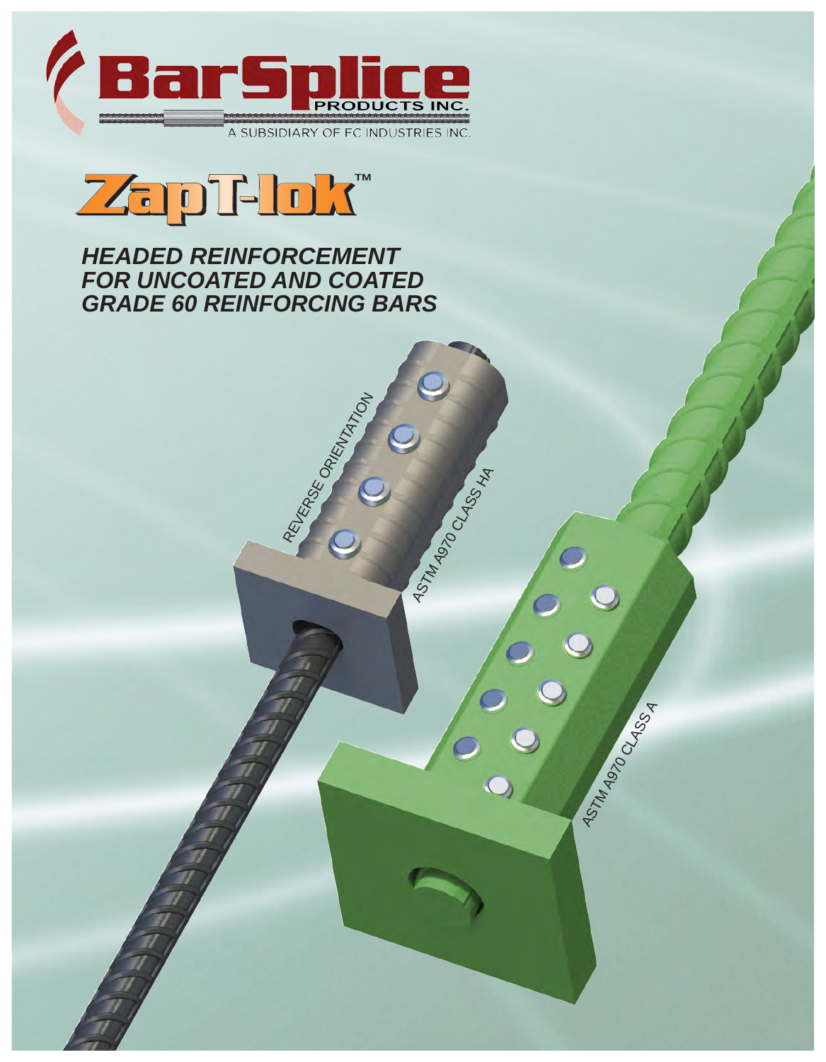# BarSplice PRODUCTS INC.

A SUBSIDIARY OF FC INDUSTRIES INC.

# ZapT-lok™

## *HEADED REINFORCEMENT FOR UNCOATED AND COATED GRADE 60 REINFORCING BARS*

REVERSE ORIENTATION

ASTM A970 CLASS HA

ASTM A970 CLASS A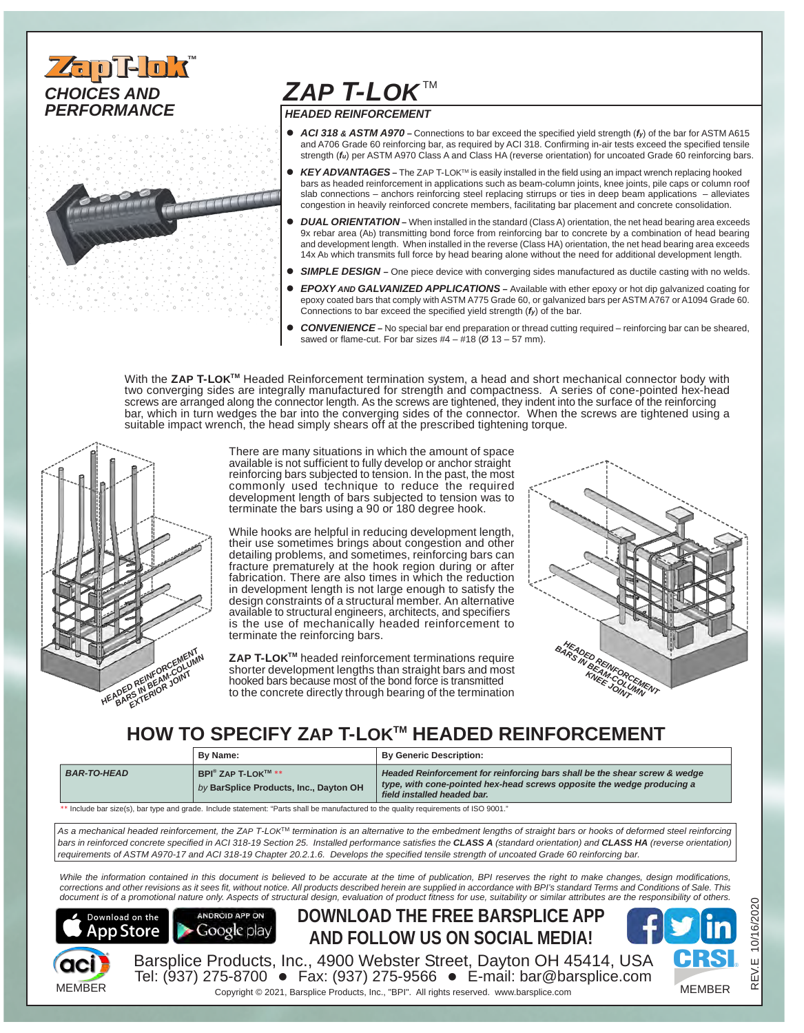# ZapT-lok™

## CHOICES AND PERFORMANCE

# ZAP T-LOK™

### HEADED REINFORCEMENT

- ***ACI 318 & ASTM A970*** – Connections to bar exceed the specified yield strength ($f_y$) of the bar for ASTM A615 and A706 Grade 60 reinforcing bar, as required by ACI 318. Confirming in-air tests exceed the specified tensile strength ($f_u$) per ASTM A970 Class A and Class HA (reverse orientation) for uncoated Grade 60 reinforcing bars.
- ***KEY ADVANTAGES*** – The ZAP T-LOK™ is easily installed in the field using an impact wrench replacing hooked bars as headed reinforcement in applications such as beam-column joints, knee joints, pile caps or column roof slab connections – anchors reinforcing steel replacing stirrups or ties in deep beam applications – alleviates congestion in heavily reinforced concrete members, facilitating bar placement and concrete consolidation.
- ***DUAL ORIENTATION*** – When installed in the standard (Class A) orientation, the net head bearing area exceeds 9x rebar area ($A_b$) transmitting bond force from reinforcing bar to concrete by a combination of head bearing and development length. When installed in the reverse (Class HA) orientation, the net head bearing area exceeds 14x $A_b$ which transmits full force by head bearing alone without the need for additional development length.
- ***SIMPLE DESIGN*** – One piece device with converging sides manufactured as ductile casting with no welds.
- ***EPOXY AND GALVANIZED APPLICATIONS*** – Available with ether epoxy or hot dip galvanized coating for epoxy coated bars that comply with ASTM A775 Grade 60, or galvanized bars per ASTM A767 or A1094 Grade 60. Connections to bar exceed the specified yield strength ($f_y$) of the bar.
- ***CONVENIENCE*** – No special bar end preparation or thread cutting required – reinforcing bar can be sheared, sawed or flame-cut. For bar sizes #4 – #18 (Ø 13 – 57 mm).

With the **ZAP T-LOK™** Headed Reinforcement termination system, a head and short mechanical connector body with two converging sides are integrally manufactured for strength and compactness. A series of cone-pointed hex-head screws are arranged along the connector length. As the screws are tightened, they indent into the surface of the reinforcing bar, which in turn wedges the bar into the converging sides of the connector. When the screws are tightened using a suitable impact wrench, the head simply shears off at the prescribed tightening torque.

There are many situations in which the amount of space available is not sufficient to fully develop or anchor straight reinforcing bars subjected to tension. In the past, the most commonly used technique to reduce the required development length of bars subjected to tension was to terminate the bars using a 90 or 180 degree hook.

While hooks are helpful in reducing development length, their use sometimes brings about congestion and other detailing problems, and sometimes, reinforcing bars can fracture prematurely at the hook region during or after fabrication. There are also times in which the reduction in development length is not large enough to satisfy the design constraints of a structural member. An alternative available to structural engineers, architects, and specifiers is the use of mechanically headed reinforcement to terminate the reinforcing bars.

**ZAP T-LOK™** headed reinforcement terminations require shorter development lengths than straight bars and most hooked bars because most of the bond force is transmitted to the concrete directly through bearing of the termination

HEADED REINFORCEMENT BARS IN BEAM-COLUMN EXTERIOR JOINT

HEADED REINFORCEMENT BARS IN BEAM-COLUMN KNEE JOINT

## HOW TO SPECIFY ZAP T-LOK™ HEADED REINFORCEMENT

| | By Name: | By Generic Description: |
|---|---|---|
| *BAR-TO-HEAD* | BPI® ZAP T-LOK™ ** <br> *by* **BarSplice Products, Inc., Dayton OH** | ***Headed Reinforcement for reinforcing bars shall be the shear screw & wedge type, with cone-pointed hex-head screws opposite the wedge producing a field installed headed bar.*** |

** Include bar size(s), bar type and grade. Include statement: "Parts shall be manufactured to the quality requirements of ISO 9001."

*As a mechanical headed reinforcement, the ZAP T-LOK™ termination is an alternative to the embedment lengths of straight bars or hooks of deformed steel reinforcing bars in reinforced concrete specified in ACI 318-19 Section 25. Installed performance satisfies the **CLASS A** (standard orientation) and **CLASS HA** (reverse orientation) requirements of ASTM A970-17 and ACI 318-19 Chapter 20.2.1.6. Develops the specified tensile strength of uncoated Grade 60 reinforcing bar.*

*While the information contained in this document is believed to be accurate at the time of publication, BPI reserves the right to make changes, design modifications, corrections and other revisions as it sees fit, without notice. All products described herein are supplied in accordance with BPI's standard Terms and Conditions of Sale. This document is of a promotional nature only. Aspects of structural design, evaluation of product fitness for use, suitability or similar attributes are the responsibility of others.*

Download on the App Store | ANDROID APP ON Google play

**DOWNLOAD THE FREE BARSPLICE APP AND FOLLOW US ON SOCIAL MEDIA!**

aci MEMBER | CRSI MEMBER

Barsplice Products, Inc., 4900 Webster Street, Dayton OH 45414, USA
Tel: (937) 275-8700 ● Fax: (937) 275-9566 ● E-mail: bar@barsplice.com

Copyright © 2021, Barsplice Products, Inc., "BPI". All rights reserved. www.barsplice.com

REV.E 10/16/2020